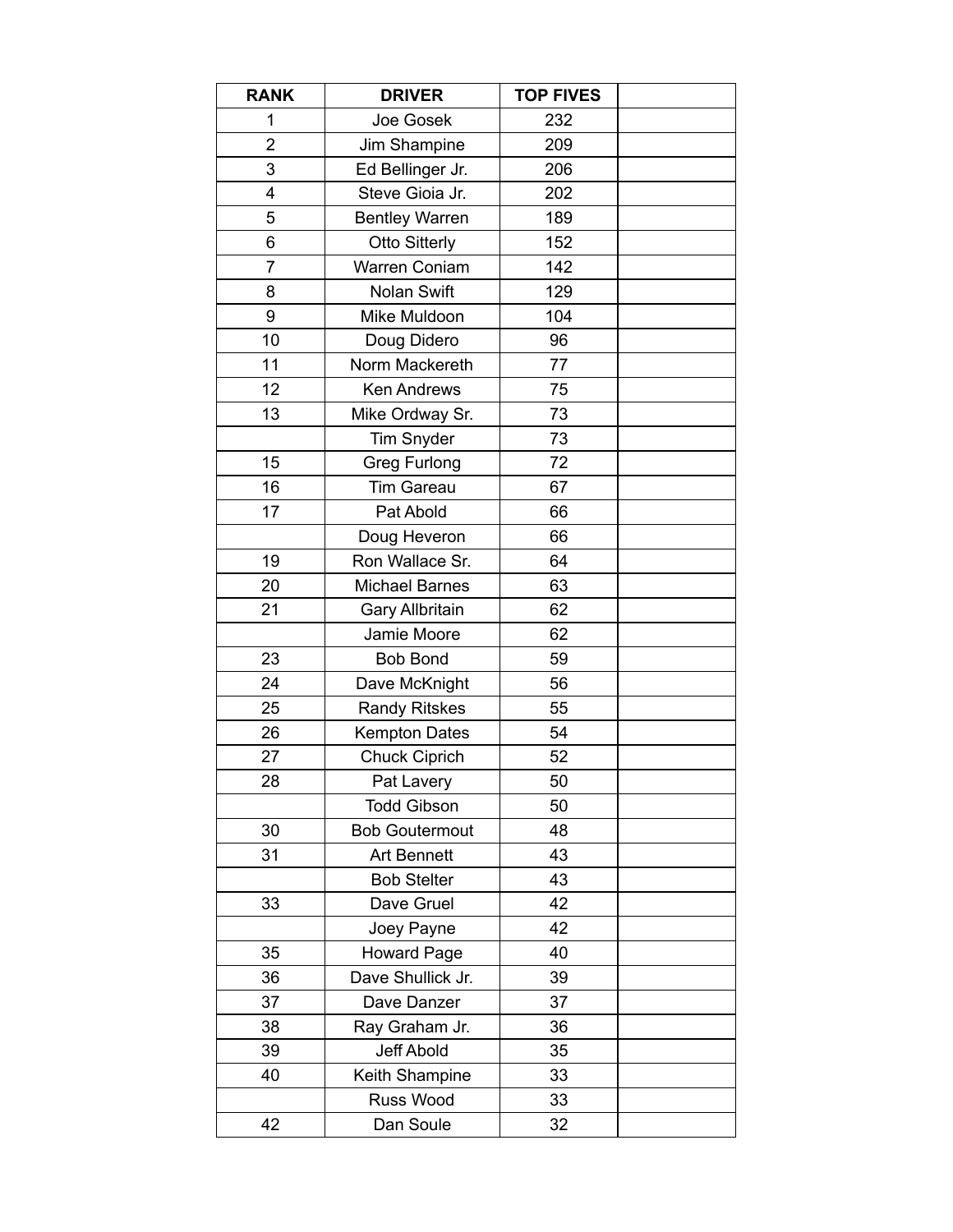| RANK | DRIVER | TOP FIVES | |
|---|---|---|---|
| 1 | Joe Gosek | 232 | |
| 2 | Jim Shampine | 209 | |
| 3 | Ed Bellinger Jr. | 206 | |
| 4 | Steve Gioia Jr. | 202 | |
| 5 | Bentley Warren | 189 | |
| 6 | Otto Sitterly | 152 | |
| 7 | Warren Coniam | 142 | |
| 8 | Nolan Swift | 129 | |
| 9 | Mike Muldoon | 104 | |
| 10 | Doug Didero | 96 | |
| 11 | Norm Mackereth | 77 | |
| 12 | Ken Andrews | 75 | |
| 13 | Mike Ordway Sr. | 73 | |
| | Tim Snyder | 73 | |
| 15 | Greg Furlong | 72 | |
| 16 | Tim Gareau | 67 | |
| 17 | Pat Abold | 66 | |
| | Doug Heveron | 66 | |
| 19 | Ron Wallace Sr. | 64 | |
| 20 | Michael Barnes | 63 | |
| 21 | Gary Allbritain | 62 | |
| | Jamie Moore | 62 | |
| 23 | Bob Bond | 59 | |
| 24 | Dave McKnight | 56 | |
| 25 | Randy Ritskes | 55 | |
| 26 | Kempton Dates | 54 | |
| 27 | Chuck Ciprich | 52 | |
| 28 | Pat Lavery | 50 | |
| | Todd Gibson | 50 | |
| 30 | Bob Goutermout | 48 | |
| 31 | Art Bennett | 43 | |
| | Bob Stelter | 43 | |
| 33 | Dave Gruel | 42 | |
| | Joey Payne | 42 | |
| 35 | Howard Page | 40 | |
| 36 | Dave Shullick Jr. | 39 | |
| 37 | Dave Danzer | 37 | |
| 38 | Ray Graham Jr. | 36 | |
| 39 | Jeff Abold | 35 | |
| 40 | Keith Shampine | 33 | |
| | Russ Wood | 33 | |
| 42 | Dan Soule | 32 | |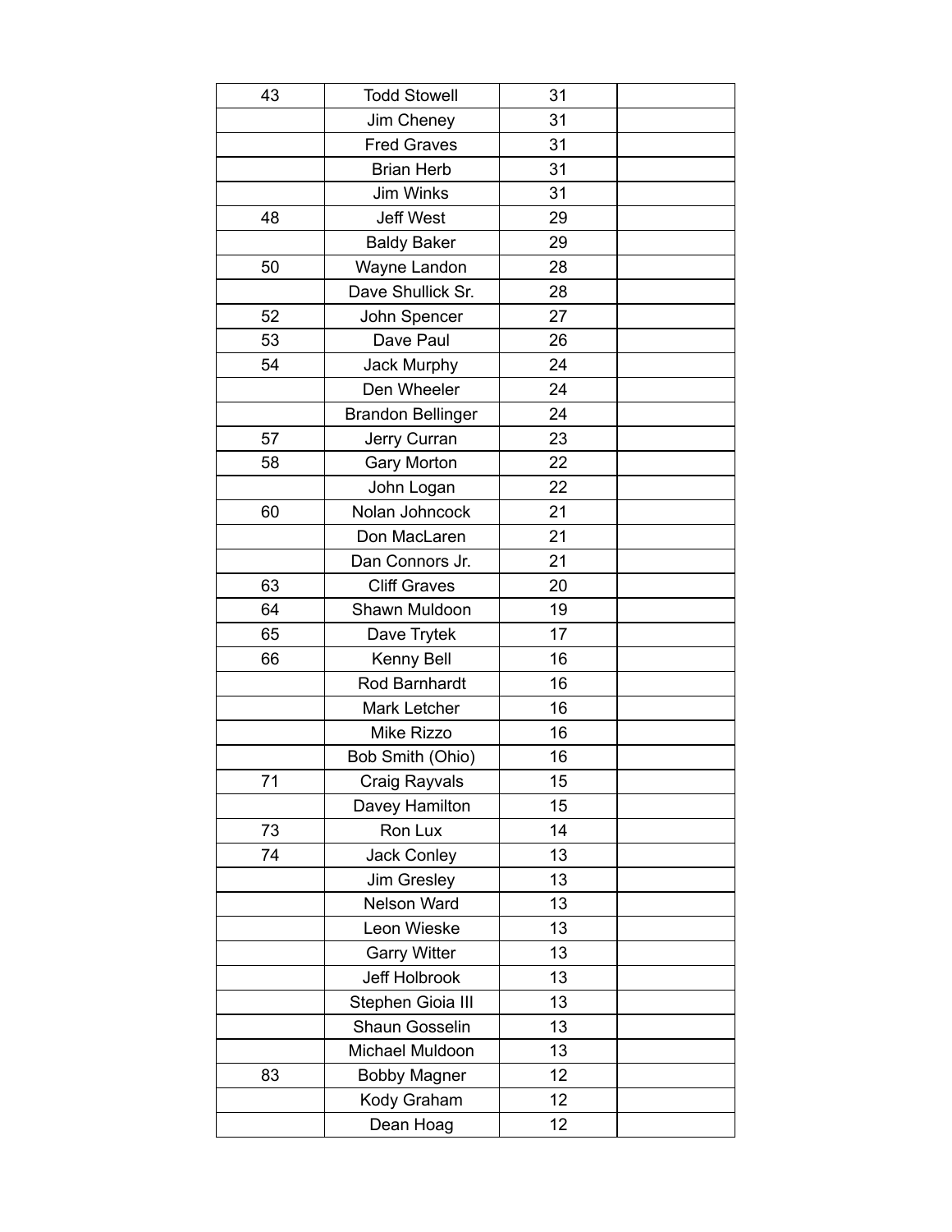| | | | |
|---|---|---|---|
| 43 | Todd Stowell | 31 | |
| | Jim Cheney | 31 | |
| | Fred Graves | 31 | |
| | Brian Herb | 31 | |
| | Jim Winks | 31 | |
| 48 | Jeff West | 29 | |
| | Baldy Baker | 29 | |
| 50 | Wayne Landon | 28 | |
| | Dave Shullick Sr. | 28 | |
| 52 | John Spencer | 27 | |
| 53 | Dave Paul | 26 | |
| 54 | Jack Murphy | 24 | |
| | Den Wheeler | 24 | |
| | Brandon Bellinger | 24 | |
| 57 | Jerry Curran | 23 | |
| 58 | Gary Morton | 22 | |
| | John Logan | 22 | |
| 60 | Nolan Johncock | 21 | |
| | Don MacLaren | 21 | |
| | Dan Connors Jr. | 21 | |
| 63 | Cliff Graves | 20 | |
| 64 | Shawn Muldoon | 19 | |
| 65 | Dave Trytek | 17 | |
| 66 | Kenny Bell | 16 | |
| | Rod Barnhardt | 16 | |
| | Mark Letcher | 16 | |
| | Mike Rizzo | 16 | |
| | Bob Smith (Ohio) | 16 | |
| 71 | Craig Rayvals | 15 | |
| | Davey Hamilton | 15 | |
| 73 | Ron Lux | 14 | |
| 74 | Jack Conley | 13 | |
| | Jim Gresley | 13 | |
| | Nelson Ward | 13 | |
| | Leon Wieske | 13 | |
| | Garry Witter | 13 | |
| | Jeff Holbrook | 13 | |
| | Stephen Gioia III | 13 | |
| | Shaun Gosselin | 13 | |
| | Michael Muldoon | 13 | |
| 83 | Bobby Magner | 12 | |
| | Kody Graham | 12 | |
| | Dean Hoag | 12 | |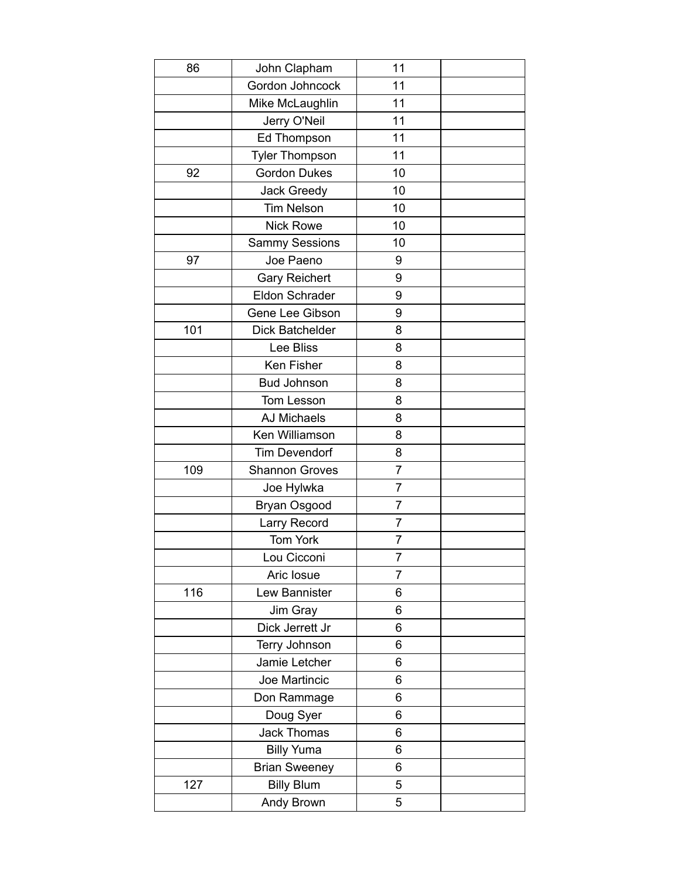| | | | |
|---|---|---|---|
| 86 | John Clapham | 11 | |
| | Gordon Johncock | 11 | |
| | Mike McLaughlin | 11 | |
| | Jerry O'Neil | 11 | |
| | Ed Thompson | 11 | |
| | Tyler Thompson | 11 | |
| 92 | Gordon Dukes | 10 | |
| | Jack Greedy | 10 | |
| | Tim Nelson | 10 | |
| | Nick Rowe | 10 | |
| | Sammy Sessions | 10 | |
| 97 | Joe Paeno | 9 | |
| | Gary Reichert | 9 | |
| | Eldon Schrader | 9 | |
| | Gene Lee Gibson | 9 | |
| 101 | Dick Batchelder | 8 | |
| | Lee Bliss | 8 | |
| | Ken Fisher | 8 | |
| | Bud Johnson | 8 | |
| | Tom Lesson | 8 | |
| | AJ Michaels | 8 | |
| | Ken Williamson | 8 | |
| | Tim Devendorf | 8 | |
| 109 | Shannon Groves | 7 | |
| | Joe Hylwka | 7 | |
| | Bryan Osgood | 7 | |
| | Larry Record | 7 | |
| | Tom York | 7 | |
| | Lou Cicconi | 7 | |
| | Aric Iosue | 7 | |
| 116 | Lew Bannister | 6 | |
| | Jim Gray | 6 | |
| | Dick Jerrett Jr | 6 | |
| | Terry Johnson | 6 | |
| | Jamie Letcher | 6 | |
| | Joe Martincic | 6 | |
| | Don Rammage | 6 | |
| | Doug Syer | 6 | |
| | Jack Thomas | 6 | |
| | Billy Yuma | 6 | |
| | Brian Sweeney | 6 | |
| 127 | Billy Blum | 5 | |
| | Andy Brown | 5 | |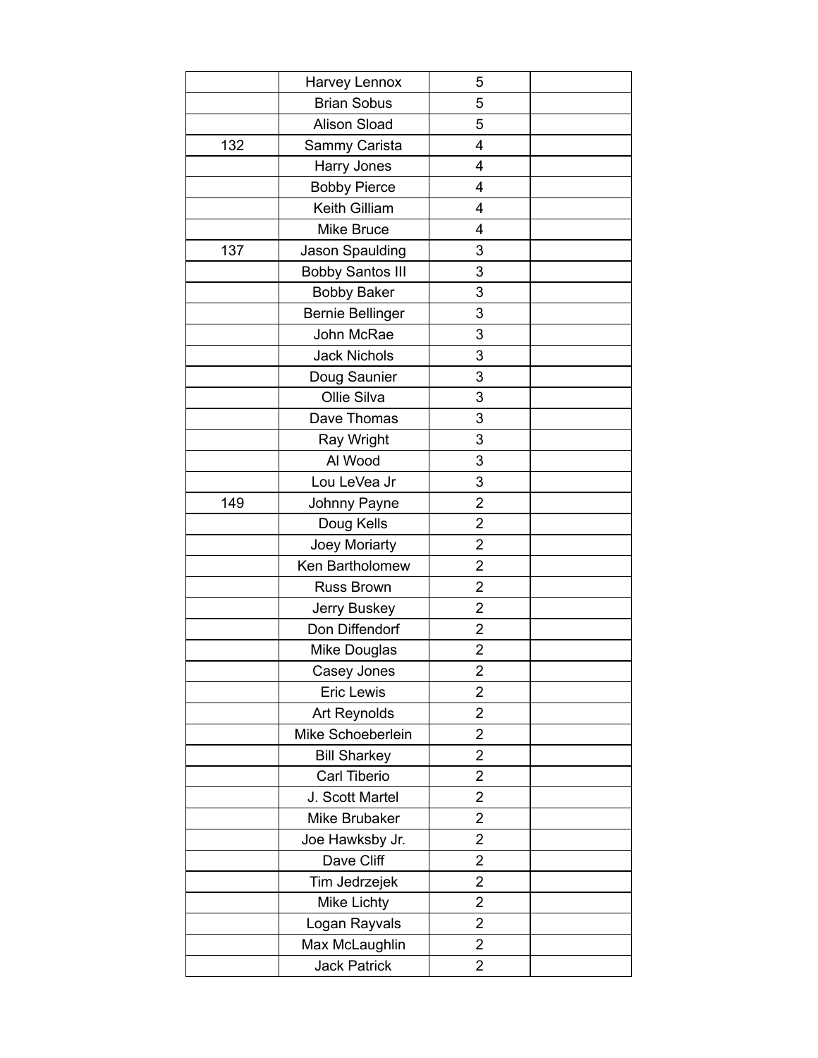| | | | |
|---|---|---|---|
| | Harvey Lennox | 5 | |
| | Brian Sobus | 5 | |
| | Alison Sload | 5 | |
| 132 | Sammy Carista | 4 | |
| | Harry Jones | 4 | |
| | Bobby Pierce | 4 | |
| | Keith Gilliam | 4 | |
| | Mike Bruce | 4 | |
| 137 | Jason Spaulding | 3 | |
| | Bobby Santos III | 3 | |
| | Bobby Baker | 3 | |
| | Bernie Bellinger | 3 | |
| | John McRae | 3 | |
| | Jack Nichols | 3 | |
| | Doug Saunier | 3 | |
| | Ollie Silva | 3 | |
| | Dave Thomas | 3 | |
| | Ray Wright | 3 | |
| | Al Wood | 3 | |
| | Lou LeVea Jr | 3 | |
| 149 | Johnny Payne | 2 | |
| | Doug Kells | 2 | |
| | Joey Moriarty | 2 | |
| | Ken Bartholomew | 2 | |
| | Russ Brown | 2 | |
| | Jerry Buskey | 2 | |
| | Don Diffendorf | 2 | |
| | Mike Douglas | 2 | |
| | Casey Jones | 2 | |
| | Eric Lewis | 2 | |
| | Art Reynolds | 2 | |
| | Mike Schoeberlein | 2 | |
| | Bill Sharkey | 2 | |
| | Carl Tiberio | 2 | |
| | J. Scott Martel | 2 | |
| | Mike Brubaker | 2 | |
| | Joe Hawksby Jr. | 2 | |
| | Dave Cliff | 2 | |
| | Tim Jedrzejek | 2 | |
| | Mike Lichty | 2 | |
| | Logan Rayvals | 2 | |
| | Max McLaughlin | 2 | |
| | Jack Patrick | 2 | |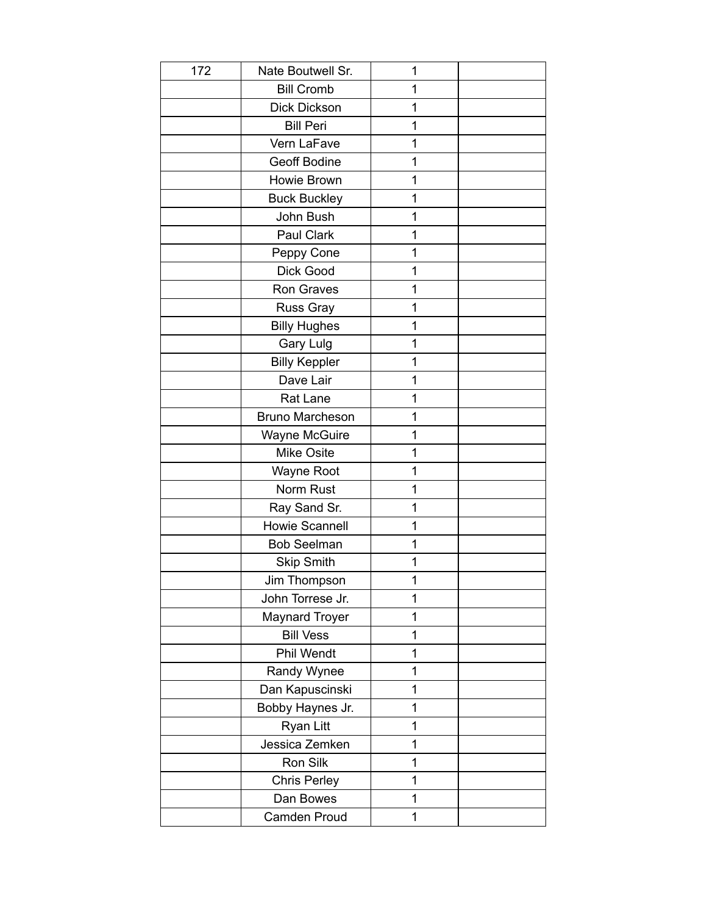| | | | |
|---|---|---|---|
| 172 | Nate Boutwell Sr. | 1 | |
| | Bill Cromb | 1 | |
| | Dick Dickson | 1 | |
| | Bill Peri | 1 | |
| | Vern LaFave | 1 | |
| | Geoff Bodine | 1 | |
| | Howie Brown | 1 | |
| | Buck Buckley | 1 | |
| | John Bush | 1 | |
| | Paul Clark | 1 | |
| | Peppy Cone | 1 | |
| | Dick Good | 1 | |
| | Ron Graves | 1 | |
| | Russ Gray | 1 | |
| | Billy Hughes | 1 | |
| | Gary Lulg | 1 | |
| | Billy Keppler | 1 | |
| | Dave Lair | 1 | |
| | Rat Lane | 1 | |
| | Bruno Marcheson | 1 | |
| | Wayne McGuire | 1 | |
| | Mike Osite | 1 | |
| | Wayne Root | 1 | |
| | Norm Rust | 1 | |
| | Ray Sand Sr. | 1 | |
| | Howie Scannell | 1 | |
| | Bob Seelman | 1 | |
| | Skip Smith | 1 | |
| | Jim Thompson | 1 | |
| | John Torrese Jr. | 1 | |
| | Maynard Troyer | 1 | |
| | Bill Vess | 1 | |
| | Phil Wendt | 1 | |
| | Randy Wynee | 1 | |
| | Dan Kapuscinski | 1 | |
| | Bobby Haynes Jr. | 1 | |
| | Ryan Litt | 1 | |
| | Jessica Zemken | 1 | |
| | Ron Silk | 1 | |
| | Chris Perley | 1 | |
| | Dan Bowes | 1 | |
| | Camden Proud | 1 | |